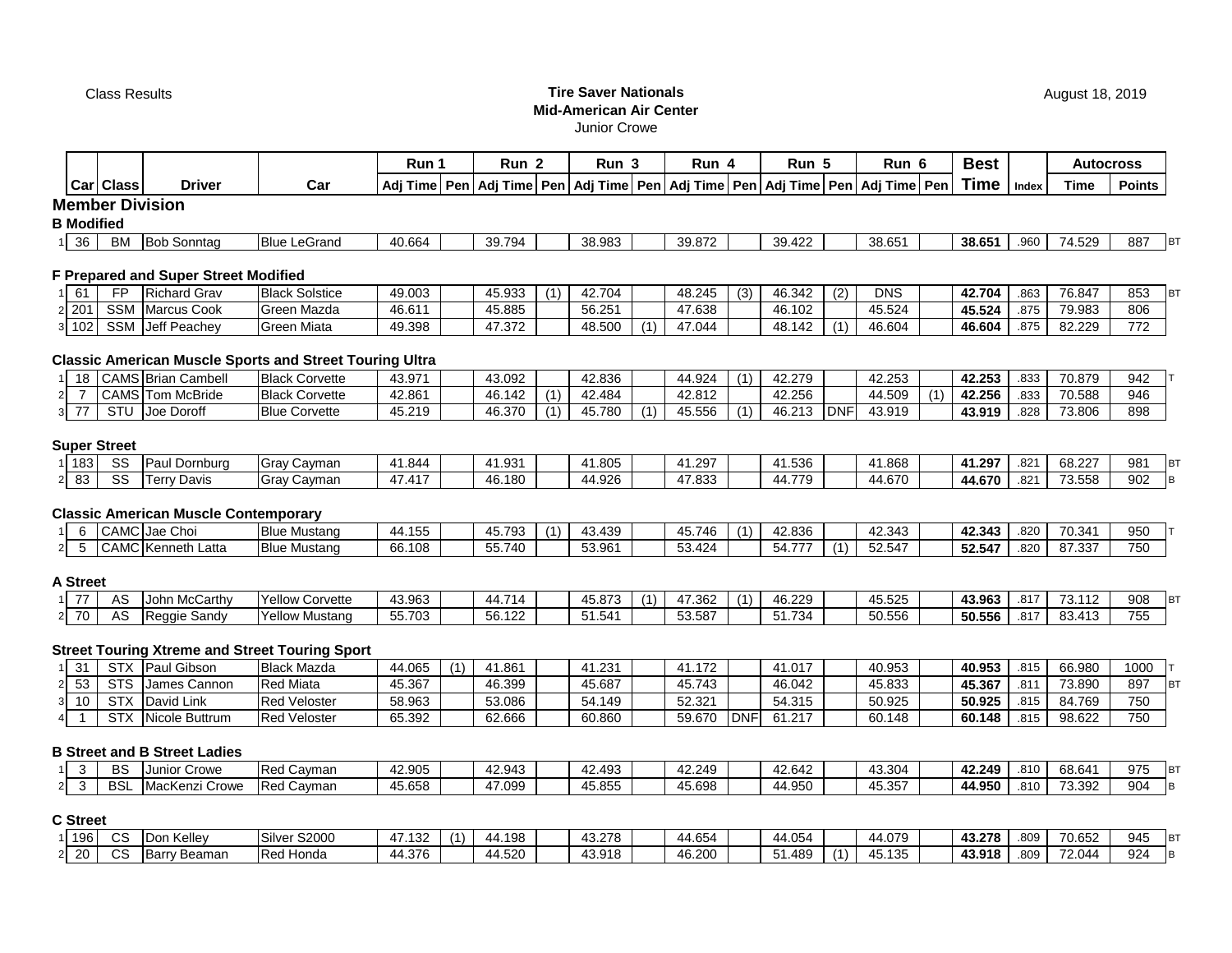Class Results

**Tire Saver Nationals**
**Mid-American Air Center**
Junior Crowe

August 18, 2019

| | Car | Class | Driver | Car | Run 1 Adj Time | Pen | Run 2 Adj Time | Pen | Run 3 Adj Time | Pen | Run 4 Adj Time | Pen | Run 5 Adj Time | Pen | Run 6 Adj Time | Pen | Best Time | Index | Autocross Time | Autocross Points | |
|---|---|---|---|---|---|---|---|---|---|---|---|---|---|---|---|---|---|---|---|---|---|
| **Member Division** | | | | | | | | | | | | | | | | | | | | | |
| **B Modified** | | | | | | | | | | | | | | | | | | | | | |
| 1 | 36 | BM | Bob Sonntag | Blue LeGrand | 40.664 | | 39.794 | | 38.983 | | 39.872 | | 39.422 | | 38.651 | | **38.651** | .960 | 74.529 | 887 | BT |
| **F Prepared and Super Street Modified** | | | | | | | | | | | | | | | | | | | | | |
| 1 | 61 | FP | Richard Grav | Black Solstice | 49.003 | | 45.933 | (1) | 42.704 | | 48.245 | (3) | 46.342 | (2) | DNS | | **42.704** | .863 | 76.847 | 853 | BT |
| 2 | 201 | SSM | Marcus Cook | Green Mazda | 46.611 | | 45.885 | | 56.251 | | 47.638 | | 46.102 | | 45.524 | | **45.524** | .875 | 79.983 | 806 | |
| 3 | 102 | SSM | Jeff Peachey | Green Miata | 49.398 | | 47.372 | | 48.500 | (1) | 47.044 | | 48.142 | (1) | 46.604 | | **46.604** | .875 | 82.229 | 772 | |
| **Classic American Muscle Sports and Street Touring Ultra** | | | | | | | | | | | | | | | | | | | | | |
| 1 | 18 | CAMS | Brian Cambell | Black Corvette | 43.971 | | 43.092 | | 42.836 | | 44.924 | (1) | 42.279 | | 42.253 | | **42.253** | .833 | 70.879 | 942 | T |
| 2 | 7 | CAMS | Tom McBride | Black Corvette | 42.861 | | 46.142 | (1) | 42.484 | | 42.812 | | 42.256 | | 44.509 | (1) | **42.256** | .833 | 70.588 | 946 | |
| 3 | 77 | STU | Joe Doroff | Blue Corvette | 45.219 | | 46.370 | (1) | 45.780 | (1) | 45.556 | (1) | 46.213 | DNF | 43.919 | | **43.919** | .828 | 73.806 | 898 | |
| **Super Street** | | | | | | | | | | | | | | | | | | | | | |
| 1 | 183 | SS | Paul Dornburg | Gray Cayman | 41.844 | | 41.931 | | 41.805 | | 41.297 | | 41.536 | | 41.868 | | **41.297** | .821 | 68.227 | 981 | BT |
| 2 | 83 | SS | Terry Davis | Gray Cayman | 47.417 | | 46.180 | | 44.926 | | 47.833 | | 44.779 | | 44.670 | | **44.670** | .821 | 73.558 | 902 | B |
| **Classic American Muscle Contemporary** | | | | | | | | | | | | | | | | | | | | | |
| 1 | 6 | CAMC | Jae Choi | Blue Mustang | 44.155 | | 45.793 | (1) | 43.439 | | 45.746 | (1) | 42.836 | | 42.343 | | **42.343** | .820 | 70.341 | 950 | T |
| 2 | 5 | CAMC | Kenneth Latta | Blue Mustang | 66.108 | | 55.740 | | 53.961 | | 53.424 | | 54.777 | (1) | 52.547 | | **52.547** | .820 | 87.337 | 750 | |
| **A Street** | | | | | | | | | | | | | | | | | | | | | |
| 1 | 77 | AS | John McCarthy | Yellow Corvette | 43.963 | | 44.714 | | 45.873 | (1) | 47.362 | (1) | 46.229 | | 45.525 | | **43.963** | .817 | 73.112 | 908 | BT |
| 2 | 70 | AS | Reggie Sandy | Yellow Mustang | 55.703 | | 56.122 | | 51.541 | | 53.587 | | 51.734 | | 50.556 | | **50.556** | .817 | 83.413 | 755 | |
| **Street Touring Xtreme and Street Touring Sport** | | | | | | | | | | | | | | | | | | | | | |
| 1 | 31 | STX | Paul Gibson | Black Mazda | 44.065 | (1) | 41.861 | | 41.231 | | 41.172 | | 41.017 | | 40.953 | | **40.953** | .815 | 66.980 | 1000 | T |
| 2 | 53 | STS | James Cannon | Red Miata | 45.367 | | 46.399 | | 45.687 | | 45.743 | | 46.042 | | 45.833 | | **45.367** | .811 | 73.890 | 897 | BT |
| 3 | 10 | STX | David Link | Red Veloster | 58.963 | | 53.086 | | 54.149 | | 52.321 | | 54.315 | | 50.925 | | **50.925** | .815 | 84.769 | 750 | |
| 4 | 1 | STX | Nicole Buttrum | Red Veloster | 65.392 | | 62.666 | | 60.860 | | 59.670 | DNF | 61.217 | | 60.148 | | **60.148** | .815 | 98.622 | 750 | |
| **B Street and B Street Ladies** | | | | | | | | | | | | | | | | | | | | | |
| 1 | 3 | BS | Junior Crowe | Red Cayman | 42.905 | | 42.943 | | 42.493 | | 42.249 | | 42.642 | | 43.304 | | **42.249** | .810 | 68.641 | 975 | BT |
| 2 | 3 | BSL | MacKenzi Crowe | Red Cayman | 45.658 | | 47.099 | | 45.855 | | 45.698 | | 44.950 | | 45.357 | | **44.950** | .810 | 73.392 | 904 | B |
| **C Street** | | | | | | | | | | | | | | | | | | | | | |
| 1 | 196 | CS | Don Kelley | Silver S2000 | 47.132 | (1) | 44.198 | | 43.278 | | 44.654 | | 44.054 | | 44.079 | | **43.278** | .809 | 70.652 | 945 | BT |
| 2 | 20 | CS | Barry Beaman | Red Honda | 44.376 | | 44.520 | | 43.918 | | 46.200 | | 51.489 | (1) | 45.135 | | **43.918** | .809 | 72.044 | 924 | B |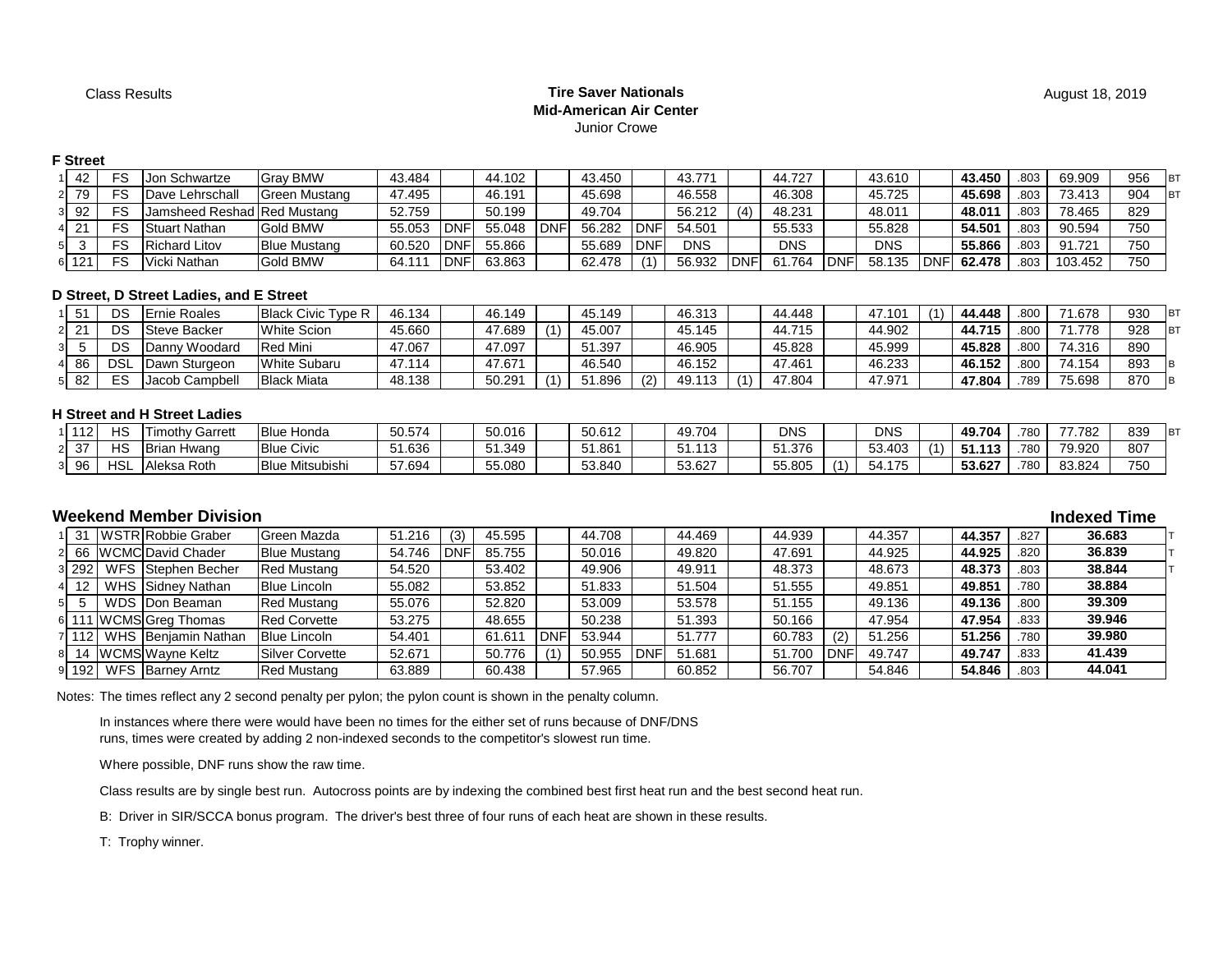Class Results

**Tire Saver Nationals**
**Mid-American Air Center**
Junior Crowe

August 18, 2019

### F Street

| | | | | | | | | | | | | | | | | | | | | | | |
|---|---|---|---|---|---|---|---|---|---|---|---|---|---|---|---|---|---|---|---|---|---|---|
| 1 | 42 | FS | Jon Schwartze | Gray BMW | 43.484 | | 44.102 | | 43.450 | | 43.771 | | 44.727 | | 43.610 | | **43.450** | .803 | 69.909 | 956 | BT |
| 2 | 79 | FS | Dave Lehrschall | Green Mustang | 47.495 | | 46.191 | | 45.698 | | 46.558 | | 46.308 | | 45.725 | | **45.698** | .803 | 73.413 | 904 | BT |
| 3 | 92 | FS | Jamsheed Reshad | Red Mustang | 52.759 | | 50.199 | | 49.704 | | 56.212 | (4) | 48.231 | | 48.011 | | **48.011** | .803 | 78.465 | 829 | |
| 4 | 21 | FS | Stuart Nathan | Gold BMW | 55.053 | DNF | 55.048 | DNF | 56.282 | DNF | 54.501 | | 55.533 | | 55.828 | | **54.501** | .803 | 90.594 | 750 | |
| 5 | 3 | FS | Richard Litov | Blue Mustang | 60.520 | DNF | 55.866 | | 55.689 | DNF | DNS | | DNS | | DNS | | **55.866** | .803 | 91.721 | 750 | |
| 6 | 121 | FS | Vicki Nathan | Gold BMW | 64.111 | DNF | 63.863 | | 62.478 | (1) | 56.932 | DNF | 61.764 | DNF | 58.135 | DNF | **62.478** | .803 | 103.452 | 750 | |

### D Street, D Street Ladies, and E Street

| | | | | | | | | | | | | | | | | | | | | | |
|---|---|---|---|---|---|---|---|---|---|---|---|---|---|---|---|---|---|---|---|---|---|
| 1 | 51 | DS | Ernie Roales | Black Civic Type R | 46.134 | | 46.149 | | 45.149 | | 46.313 | | 44.448 | | 47.101 | (1) | **44.448** | .800 | 71.678 | 930 | BT |
| 2 | 21 | DS | Steve Backer | White Scion | 45.660 | | 47.689 | (1) | 45.007 | | 45.145 | | 44.715 | | 44.902 | | **44.715** | .800 | 71.778 | 928 | BT |
| 3 | 5 | DS | Danny Woodard | Red Mini | 47.067 | | 47.097 | | 51.397 | | 46.905 | | 45.828 | | 45.999 | | **45.828** | .800 | 74.316 | 890 | |
| 4 | 86 | DSL | Dawn Sturgeon | White Subaru | 47.114 | | 47.671 | | 46.540 | | 46.152 | | 47.461 | | 46.233 | | **46.152** | .800 | 74.154 | 893 | B |
| 5 | 82 | ES | Jacob Campbell | Black Miata | 48.138 | | 50.291 | (1) | 51.896 | (2) | 49.113 | (1) | 47.804 | | 47.971 | | **47.804** | .789 | 75.698 | 870 | B |

### H Street and H Street Ladies

| | | | | | | | | | | | | | | | | | | | | | |
|---|---|---|---|---|---|---|---|---|---|---|---|---|---|---|---|---|---|---|---|---|---|
| 1 | 112 | HS | Timothy Garrett | Blue Honda | 50.574 | | 50.016 | | 50.612 | | 49.704 | | DNS | | DNS | | **49.704** | .780 | 77.782 | 839 | BT |
| 2 | 37 | HS | Brian Hwang | Blue Civic | 51.636 | | 51.349 | | 51.861 | | 51.113 | | 51.376 | | 53.403 | (1) | **51.113** | .780 | 79.920 | 807 | |
| 3 | 96 | HSL | Aleksa Roth | Blue Mitsubishi | 57.694 | | 55.080 | | 53.840 | | 53.627 | | 55.805 | (1) | 54.175 | | **53.627** | .780 | 83.824 | 750 | |

### Weekend Member Division

| | | | | | | | | | | | | | | | | | | | | |
|---|---|---|---|---|---|---|---|---|---|---|---|---|---|---|---|---|---|---|---|---|
| | | | | | | | | | | | | | | | | | | | **Indexed Time** | |
| 1 | 31 | WSTR | Robbie Graber | Green Mazda | 51.216 | (3) | 45.595 | | 44.708 | | 44.469 | | 44.939 | | 44.357 | | **44.357** | .827 | **36.683** | T |
| 2 | 66 | WCMC | David Chader | Blue Mustang | 54.746 | DNF | 85.755 | | 50.016 | | 49.820 | | 47.691 | | 44.925 | | **44.925** | .820 | **36.839** | T |
| 3 | 292 | WFS | Stephen Becher | Red Mustang | 54.520 | | 53.402 | | 49.906 | | 49.911 | | 48.373 | | 48.673 | | **48.373** | .803 | **38.844** | T |
| 4 | 12 | WHS | Sidney Nathan | Blue Lincoln | 55.082 | | 53.852 | | 51.833 | | 51.504 | | 51.555 | | 49.851 | | **49.851** | .780 | **38.884** | |
| 5 | 5 | WDS | Don Beaman | Red Mustang | 55.076 | | 52.820 | | 53.009 | | 53.578 | | 51.155 | | 49.136 | | **49.136** | .800 | **39.309** | |
| 6 | 111 | WCMS | Greg Thomas | Red Corvette | 53.275 | | 48.655 | | 50.238 | | 51.393 | | 50.166 | | 47.954 | | **47.954** | .833 | **39.946** | |
| 7 | 112 | WHS | Benjamin Nathan | Blue Lincoln | 54.401 | | 61.611 | DNF | 53.944 | | 51.777 | | 60.783 | (2) | 51.256 | | **51.256** | .780 | **39.980** | |
| 8 | 14 | WCMS | Wayne Keltz | Silver Corvette | 52.671 | | 50.776 | (1) | 50.955 | DNF | 51.681 | | 51.700 | DNF | 49.747 | | **49.747** | .833 | **41.439** | |
| 9 | 192 | WFS | Barney Arntz | Red Mustang | 63.889 | | 60.438 | | 57.965 | | 60.852 | | 56.707 | | 54.846 | | **54.846** | .803 | **44.041** | |

Notes: The times reflect any 2 second penalty per pylon; the pylon count is shown in the penalty column.

In instances where there were would have been no times for the either set of runs because of DNF/DNS runs, times were created by adding 2 non-indexed seconds to the competitor's slowest run time.

Where possible, DNF runs show the raw time.

Class results are by single best run. Autocross points are by indexing the combined best first heat run and the best second heat run.

B: Driver in SIR/SCCA bonus program. The driver's best three of four runs of each heat are shown in these results.

T: Trophy winner.